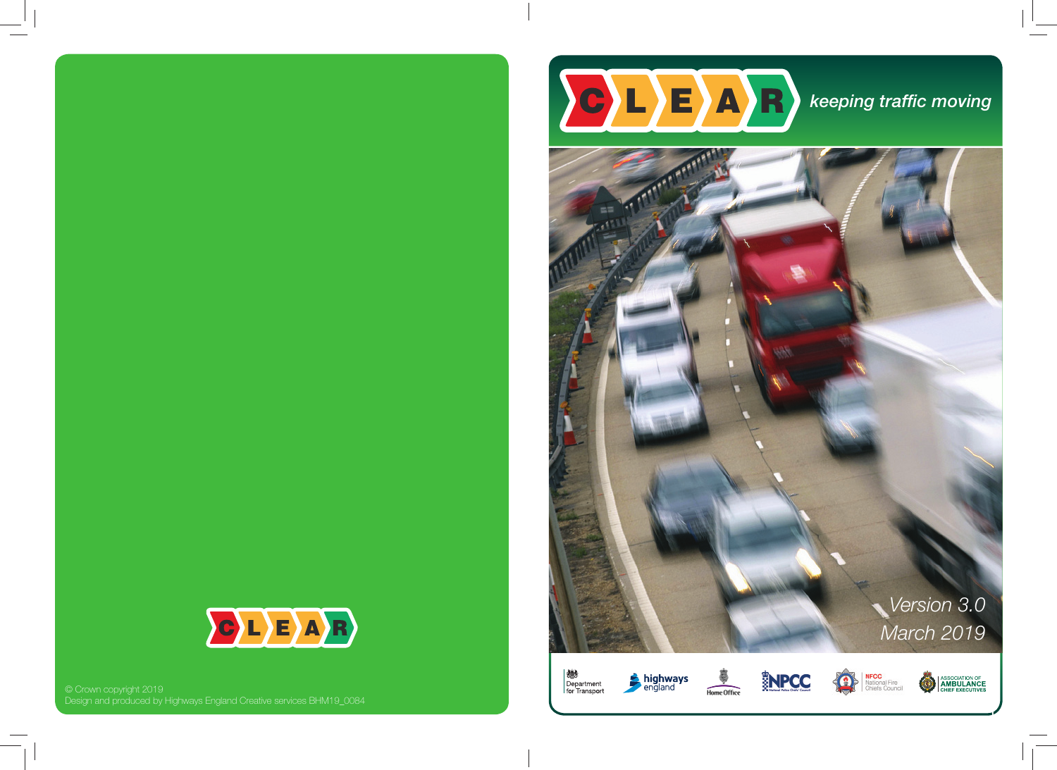CLEAR

© Crown copyright 2019
Design and produced by Highways England Creative services BHM19_0084

# CLEAR

*keeping traffic moving*

*Version 3.0*
*March 2019*

Department for Transport | highways england | Home Office | NPCC National Police Chiefs' Council | NFCC National Fire Chiefs Council | Association of Ambulance Chief Executives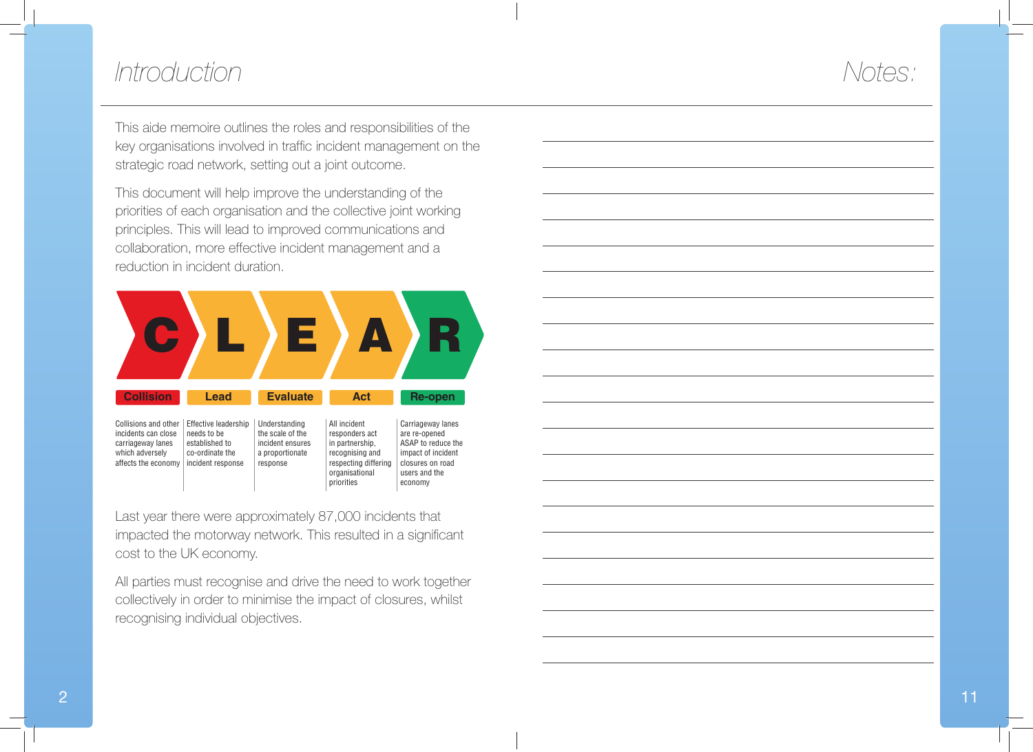# Introduction

This aide memoire outlines the roles and responsibilities of the key organisations involved in traffic incident management on the strategic road network, setting out a joint outcome.

This document will help improve the understanding of the priorities of each organisation and the collective joint working principles. This will lead to improved communications and collaboration, more effective incident management and a reduction in incident duration.

| C | L | E | A | R |
|---|---|---|---|---|
| **Collision** | **Lead** | **Evaluate** | **Act** | **Re-open** |
| Collisions and other incidents can close carriageway lanes which adversely affects the economy | Effective leadership needs to be established to co-ordinate the incident response | Understanding the scale of the incident ensures a proportionate response | All incident responders act in partnership, recognising and respecting differing organisational priorities | Carriageway lanes are re-opened ASAP to reduce the impact of incident closures on road users and the economy |

Last year there were approximately 87,000 incidents that impacted the motorway network. This resulted in a significant cost to the UK economy.

All parties must recognise and drive the need to work together collectively in order to minimise the impact of closures, whilst recognising individual objectives.

# Notes: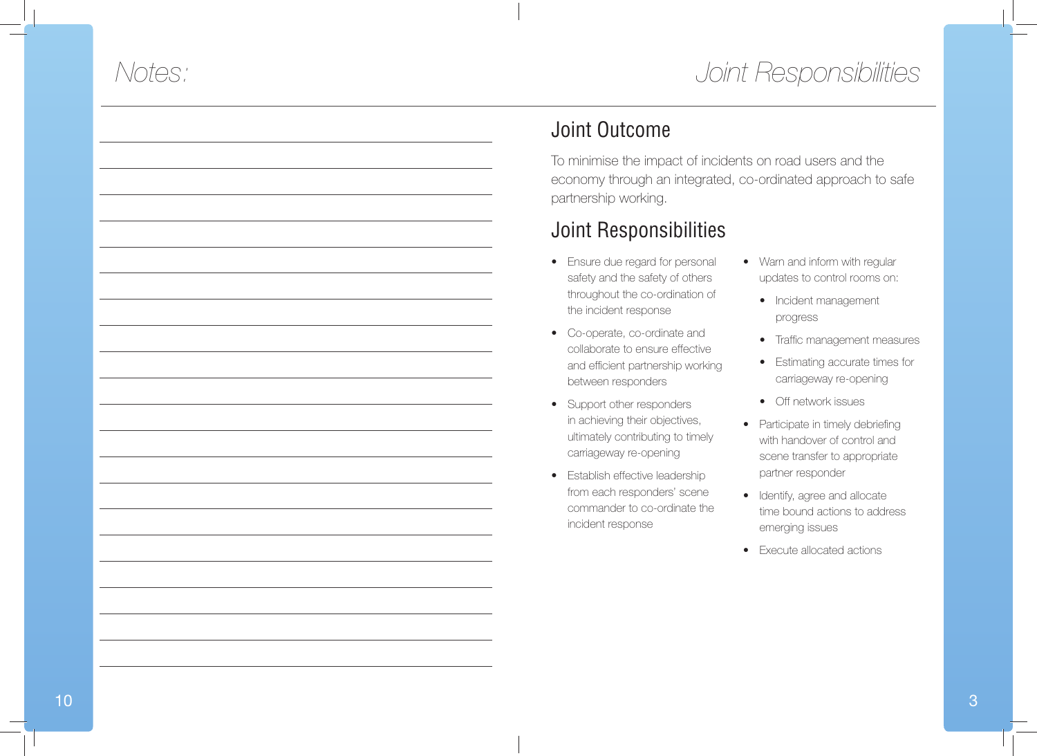# Notes:

# Joint Responsibilities

## Joint Outcome

To minimise the impact of incidents on road users and the economy through an integrated, co-ordinated approach to safe partnership working.

## Joint Responsibilities

- Ensure due regard for personal safety and the safety of others throughout the co-ordination of the incident response
- Co-operate, co-ordinate and collaborate to ensure effective and efficient partnership working between responders
- Support other responders in achieving their objectives, ultimately contributing to timely carriageway re-opening
- Establish effective leadership from each responders' scene commander to co-ordinate the incident response
- Warn and inform with regular updates to control rooms on:
    - Incident management progress
    - Traffic management measures
    - Estimating accurate times for carriageway re-opening
    - Off network issues
- Participate in timely debriefing with handover of control and scene transfer to appropriate partner responder
- Identify, agree and allocate time bound actions to address emerging issues
- Execute allocated actions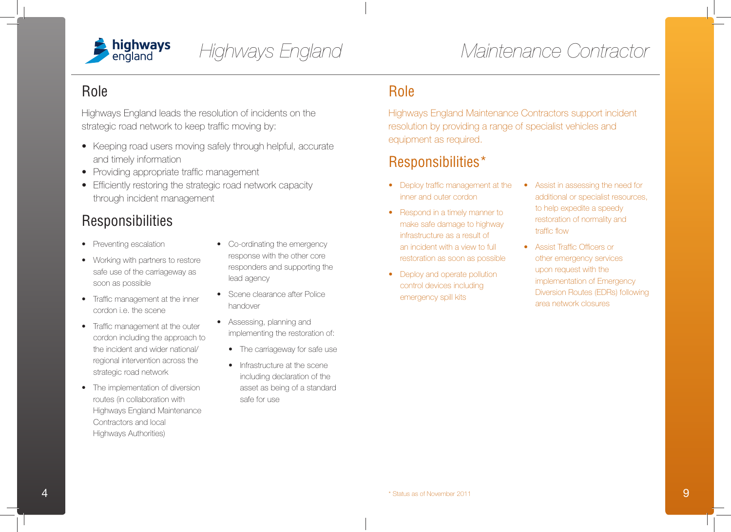# Highways England

## Role

Highways England leads the resolution of incidents on the strategic road network to keep traffic moving by:

- Keeping road users moving safely through helpful, accurate and timely information
- Providing appropriate traffic management
- Efficiently restoring the strategic road network capacity through incident management

## Responsibilities

- Preventing escalation
- Working with partners to restore safe use of the carriageway as soon as possible
- Traffic management at the inner cordon i.e. the scene
- Traffic management at the outer cordon including the approach to the incident and wider national/ regional intervention across the strategic road network
- The implementation of diversion routes (in collaboration with Highways England Maintenance Contractors and local Highways Authorities)
- Co-ordinating the emergency response with the other core responders and supporting the lead agency
- Scene clearance after Police handover
- Assessing, planning and implementing the restoration of:
  - The carriageway for safe use
  - Infrastructure at the scene including declaration of the asset as being of a standard safe for use

# Maintenance Contractor

## Role

Highways England Maintenance Contractors support incident resolution by providing a range of specialist vehicles and equipment as required.

## Responsibilities*

- Deploy traffic management at the inner and outer cordon
- Respond in a timely manner to make safe damage to highway infrastructure as a result of an incident with a view to full restoration as soon as possible
- Deploy and operate pollution control devices including emergency spill kits
- Assist in assessing the need for additional or specialist resources, to help expedite a speedy restoration of normality and traffic flow
- Assist Traffic Officers or other emergency services upon request with the implementation of Emergency Diversion Routes (EDRs) following area network closures

* Status as of November 2011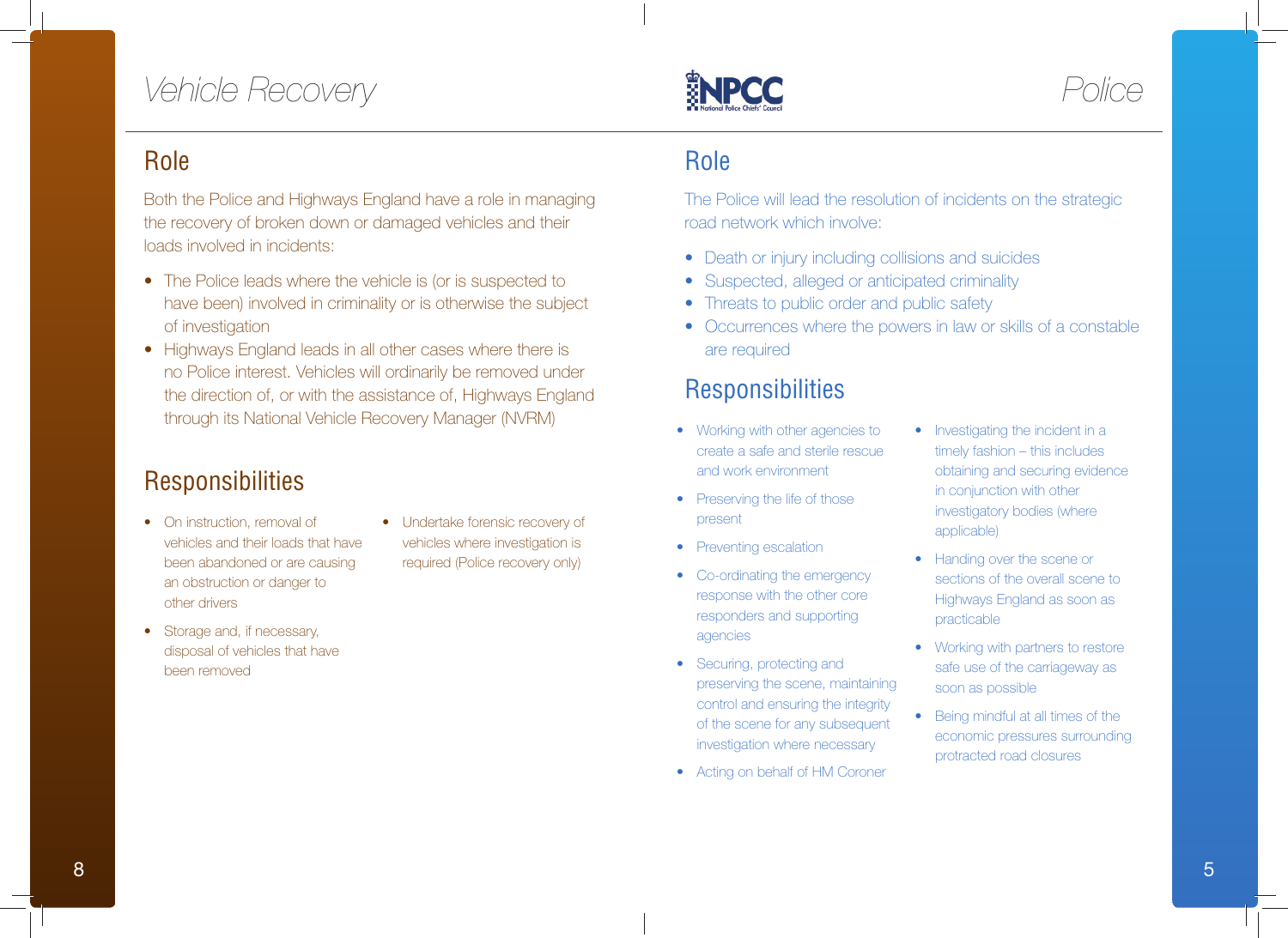# Vehicle Recovery

## Role

Both the Police and Highways England have a role in managing the recovery of broken down or damaged vehicles and their loads involved in incidents:

- The Police leads where the vehicle is (or is suspected to have been) involved in criminality or is otherwise the subject of investigation
- Highways England leads in all other cases where there is no Police interest. Vehicles will ordinarily be removed under the direction of, or with the assistance of, Highways England through its National Vehicle Recovery Manager (NVRM)

## Responsibilities

- On instruction, removal of vehicles and their loads that have been abandoned or are causing an obstruction or danger to other drivers
- Storage and, if necessary, disposal of vehicles that have been removed
- Undertake forensic recovery of vehicles where investigation is required (Police recovery only)

# Police

## Role

The Police will lead the resolution of incidents on the strategic road network which involve:

- Death or injury including collisions and suicides
- Suspected, alleged or anticipated criminality
- Threats to public order and public safety
- Occurrences where the powers in law or skills of a constable are required

## Responsibilities

- Working with other agencies to create a safe and sterile rescue and work environment
- Preserving the life of those present
- Preventing escalation
- Co-ordinating the emergency response with the other core responders and supporting agencies
- Securing, protecting and preserving the scene, maintaining control and ensuring the integrity of the scene for any subsequent investigation where necessary
- Acting on behalf of HM Coroner
- Investigating the incident in a timely fashion – this includes obtaining and securing evidence in conjunction with other investigatory bodies (where applicable)
- Handing over the scene or sections of the overall scene to Highways England as soon as practicable
- Working with partners to restore safe use of the carriageway as soon as possible
- Being mindful at all times of the economic pressures surrounding protracted road closures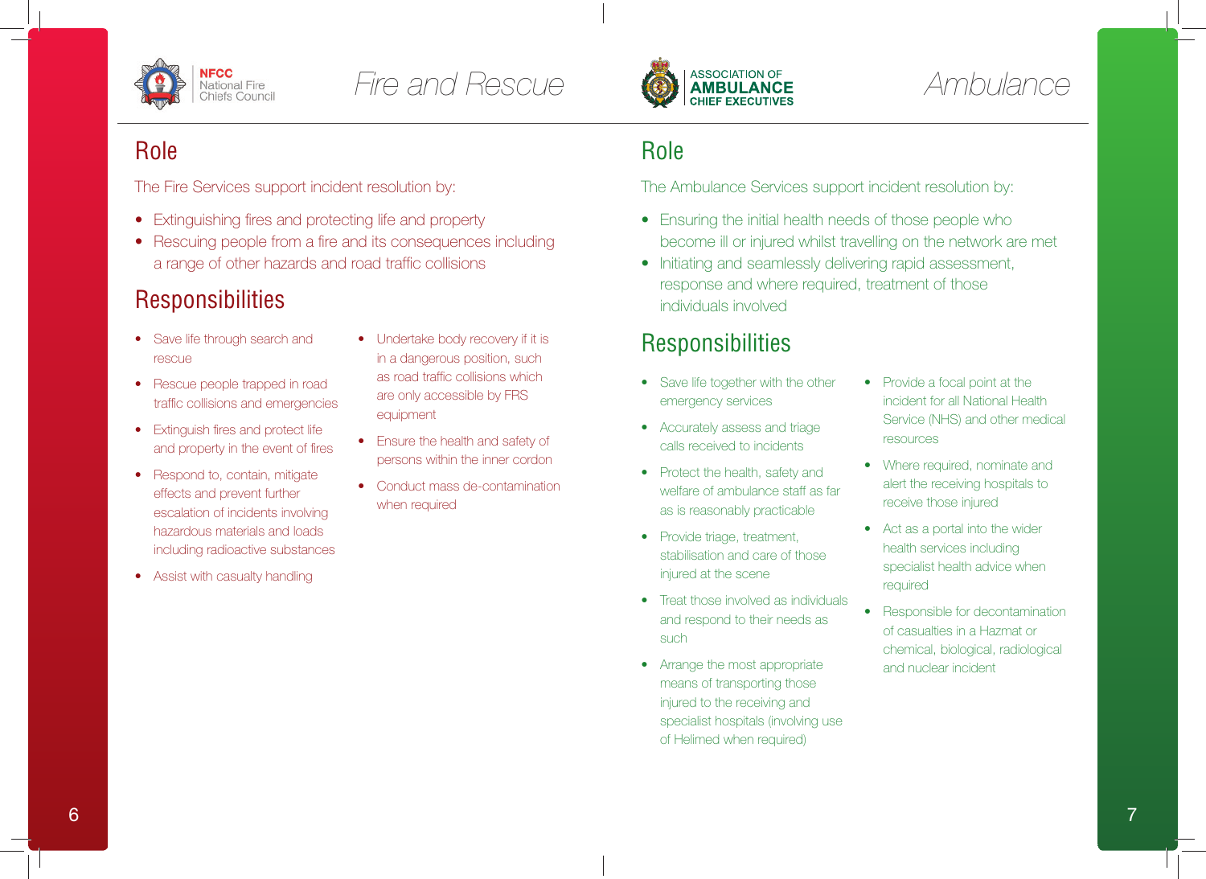NFCC National Fire Chiefs Council

# Fire and Rescue

## Role

The Fire Services support incident resolution by:

- Extinguishing fires and protecting life and property
- Rescuing people from a fire and its consequences including a range of other hazards and road traffic collisions

## Responsibilities

- Save life through search and rescue
- Rescue people trapped in road traffic collisions and emergencies
- Extinguish fires and protect life and property in the event of fires
- Respond to, contain, mitigate effects and prevent further escalation of incidents involving hazardous materials and loads including radioactive substances
- Assist with casualty handling
- Undertake body recovery if it is in a dangerous position, such as road traffic collisions which are only accessible by FRS equipment
- Ensure the health and safety of persons within the inner cordon
- Conduct mass de-contamination when required

ASSOCIATION OF AMBULANCE CHIEF EXECUTIVES

# Ambulance

## Role

The Ambulance Services support incident resolution by:

- Ensuring the initial health needs of those people who become ill or injured whilst travelling on the network are met
- Initiating and seamlessly delivering rapid assessment, response and where required, treatment of those individuals involved

## Responsibilities

- Save life together with the other emergency services
- Accurately assess and triage calls received to incidents
- Protect the health, safety and welfare of ambulance staff as far as is reasonably practicable
- Provide triage, treatment, stabilisation and care of those injured at the scene
- Treat those involved as individuals and respond to their needs as such
- Arrange the most appropriate means of transporting those injured to the receiving and specialist hospitals (involving use of Helimed when required)
- Provide a focal point at the incident for all National Health Service (NHS) and other medical resources
- Where required, nominate and alert the receiving hospitals to receive those injured
- Act as a portal into the wider health services including specialist health advice when required
- Responsible for decontamination of casualties in a Hazmat or chemical, biological, radiological and nuclear incident